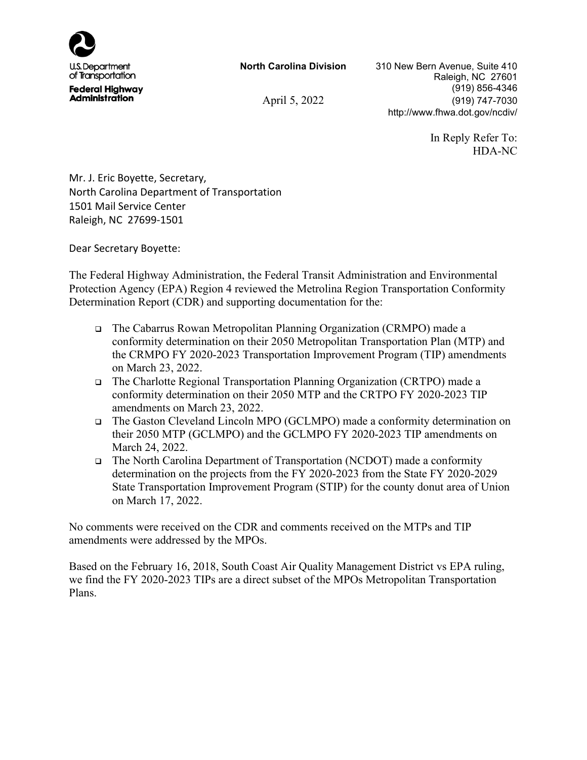U.S. Department of Transportation
**Federal Highway Administration**

**North Carolina Division**

310 New Bern Avenue, Suite 410
Raleigh, NC 27601
(919) 856-4346
(919) 747-7030
http://www.fhwa.dot.gov/ncdiv/

April 5, 2022

In Reply Refer To:
HDA-NC

Mr. J. Eric Boyette, Secretary,
North Carolina Department of Transportation
1501 Mail Service Center
Raleigh, NC 27699-1501

Dear Secretary Boyette:

The Federal Highway Administration, the Federal Transit Administration and Environmental Protection Agency (EPA) Region 4 reviewed the Metrolina Region Transportation Conformity Determination Report (CDR) and supporting documentation for the:

- The Cabarrus Rowan Metropolitan Planning Organization (CRMPO) made a conformity determination on their 2050 Metropolitan Transportation Plan (MTP) and the CRMPO FY 2020-2023 Transportation Improvement Program (TIP) amendments on March 23, 2022.
- The Charlotte Regional Transportation Planning Organization (CRTPO) made a conformity determination on their 2050 MTP and the CRTPO FY 2020-2023 TIP amendments on March 23, 2022.
- The Gaston Cleveland Lincoln MPO (GCLMPO) made a conformity determination on their 2050 MTP (GCLMPO) and the GCLMPO FY 2020-2023 TIP amendments on March 24, 2022.
- The North Carolina Department of Transportation (NCDOT) made a conformity determination on the projects from the FY 2020-2023 from the State FY 2020-2029 State Transportation Improvement Program (STIP) for the county donut area of Union on March 17, 2022.

No comments were received on the CDR and comments received on the MTPs and TIP amendments were addressed by the MPOs.

Based on the February 16, 2018, South Coast Air Quality Management District vs EPA ruling, we find the FY 2020-2023 TIPs are a direct subset of the MPOs Metropolitan Transportation Plans.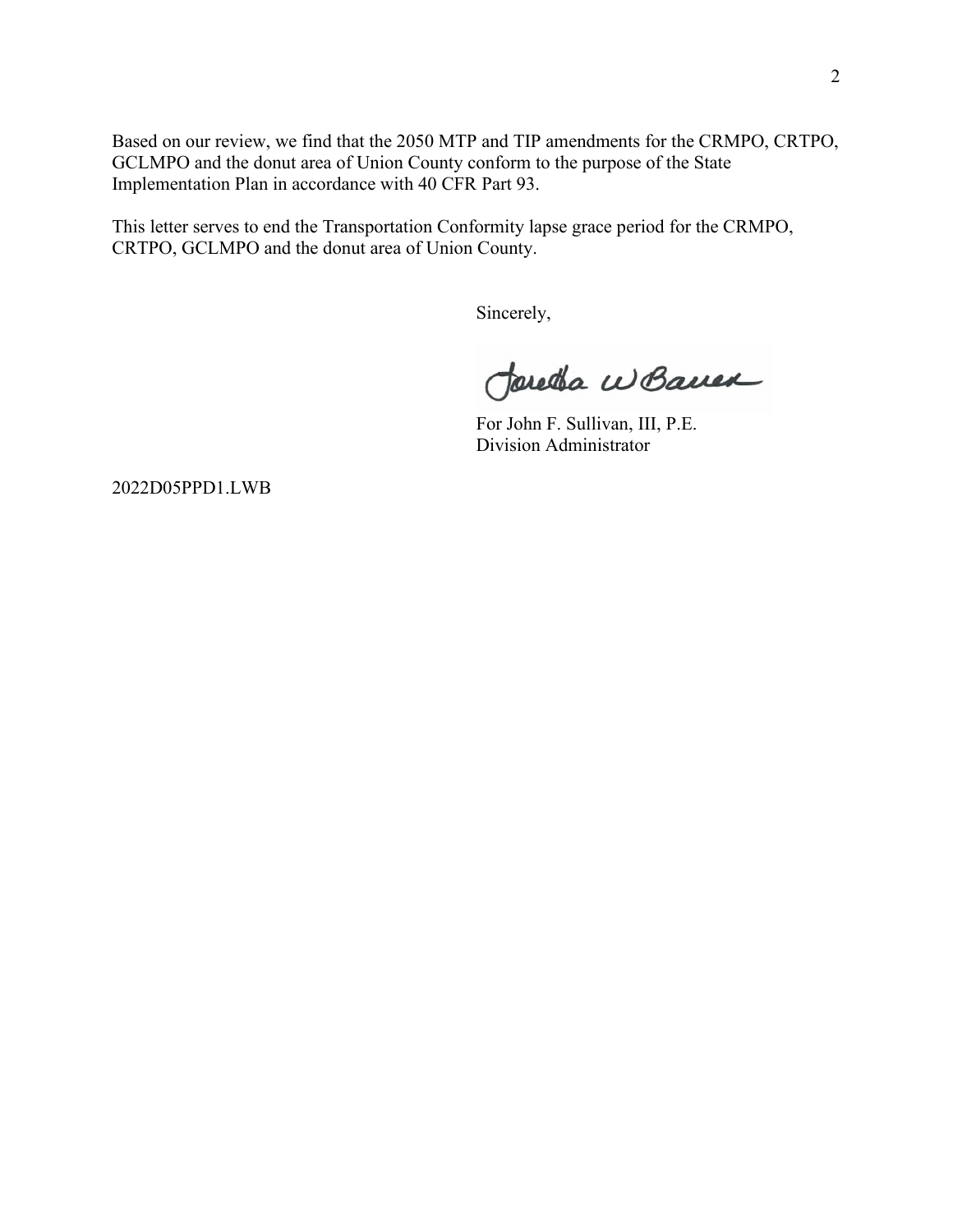Based on our review, we find that the 2050 MTP and TIP amendments for the CRMPO, CRTPO, GCLMPO and the donut area of Union County conform to the purpose of the State Implementation Plan in accordance with 40 CFR Part 93.

This letter serves to end the Transportation Conformity lapse grace period for the CRMPO, CRTPO, GCLMPO and the donut area of Union County.

Sincerely,

Loretta W Bauer

For John F. Sullivan, III, P.E.
Division Administrator

2022D05PPD1.LWB